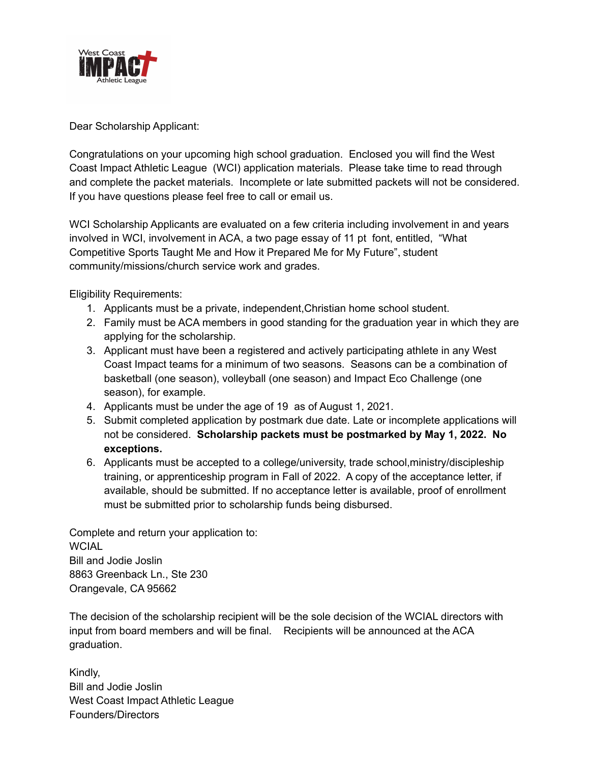West Coast IMPACT Athletic League

Dear Scholarship Applicant:

Congratulations on your upcoming high school graduation. Enclosed you will find the West Coast Impact Athletic League (WCI) application materials. Please take time to read through and complete the packet materials. Incomplete or late submitted packets will not be considered. If you have questions please feel free to call or email us.

WCI Scholarship Applicants are evaluated on a few criteria including involvement in and years involved in WCI, involvement in ACA, a two page essay of 11 pt font, entitled, "What Competitive Sports Taught Me and How it Prepared Me for My Future", student community/missions/church service work and grades.

Eligibility Requirements:

1. Applicants must be a private, independent,Christian home school student.
2. Family must be ACA members in good standing for the graduation year in which they are applying for the scholarship.
3. Applicant must have been a registered and actively participating athlete in any West Coast Impact teams for a minimum of two seasons. Seasons can be a combination of basketball (one season), volleyball (one season) and Impact Eco Challenge (one season), for example.
4. Applicants must be under the age of 19 as of August 1, 2021.
5. Submit completed application by postmark due date. Late or incomplete applications will not be considered. **Scholarship packets must be postmarked by May 1, 2022. No exceptions.**
6. Applicants must be accepted to a college/university, trade school,ministry/discipleship training, or apprenticeship program in Fall of 2022. A copy of the acceptance letter, if available, should be submitted. If no acceptance letter is available, proof of enrollment must be submitted prior to scholarship funds being disbursed.

Complete and return your application to:
WCIAL
Bill and Jodie Joslin
8863 Greenback Ln., Ste 230
Orangevale, CA 95662

The decision of the scholarship recipient will be the sole decision of the WCIAL directors with input from board members and will be final. Recipients will be announced at the ACA graduation.

Kindly,
Bill and Jodie Joslin
West Coast Impact Athletic League
Founders/Directors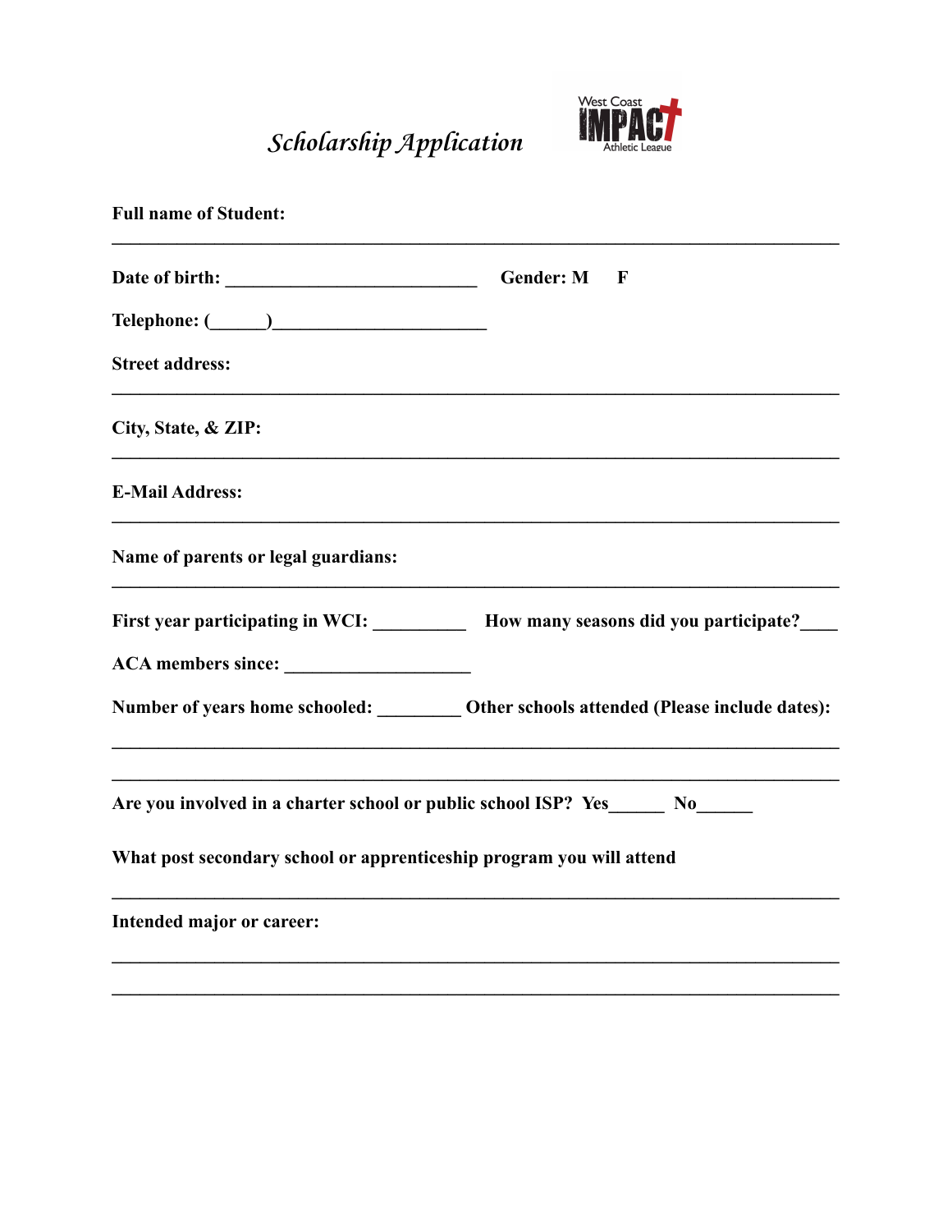# *Scholarship Application*

West Coast IMPACT Athletic League

**Full name of Student:**

________________________________________________________________________

**Date of birth:** ___________________________ **Gender: M F**

**Telephone:** (______)______________________

**Street address:**

________________________________________________________________________

**City, State, & ZIP:**

________________________________________________________________________

**E-Mail Address:**

________________________________________________________________________

**Name of parents or legal guardians:**

________________________________________________________________________

**First year participating in WCI:** __________ **How many seasons did you participate?**____

**ACA members since:** ____________________

**Number of years home schooled:** _________ **Other schools attended (Please include dates):**

________________________________________________________________________

________________________________________________________________________

**Are you involved in a charter school or public school ISP? Yes______ No______**

**What post secondary school or apprenticeship program you will attend**

________________________________________________________________________

**Intended major or career:**

________________________________________________________________________

________________________________________________________________________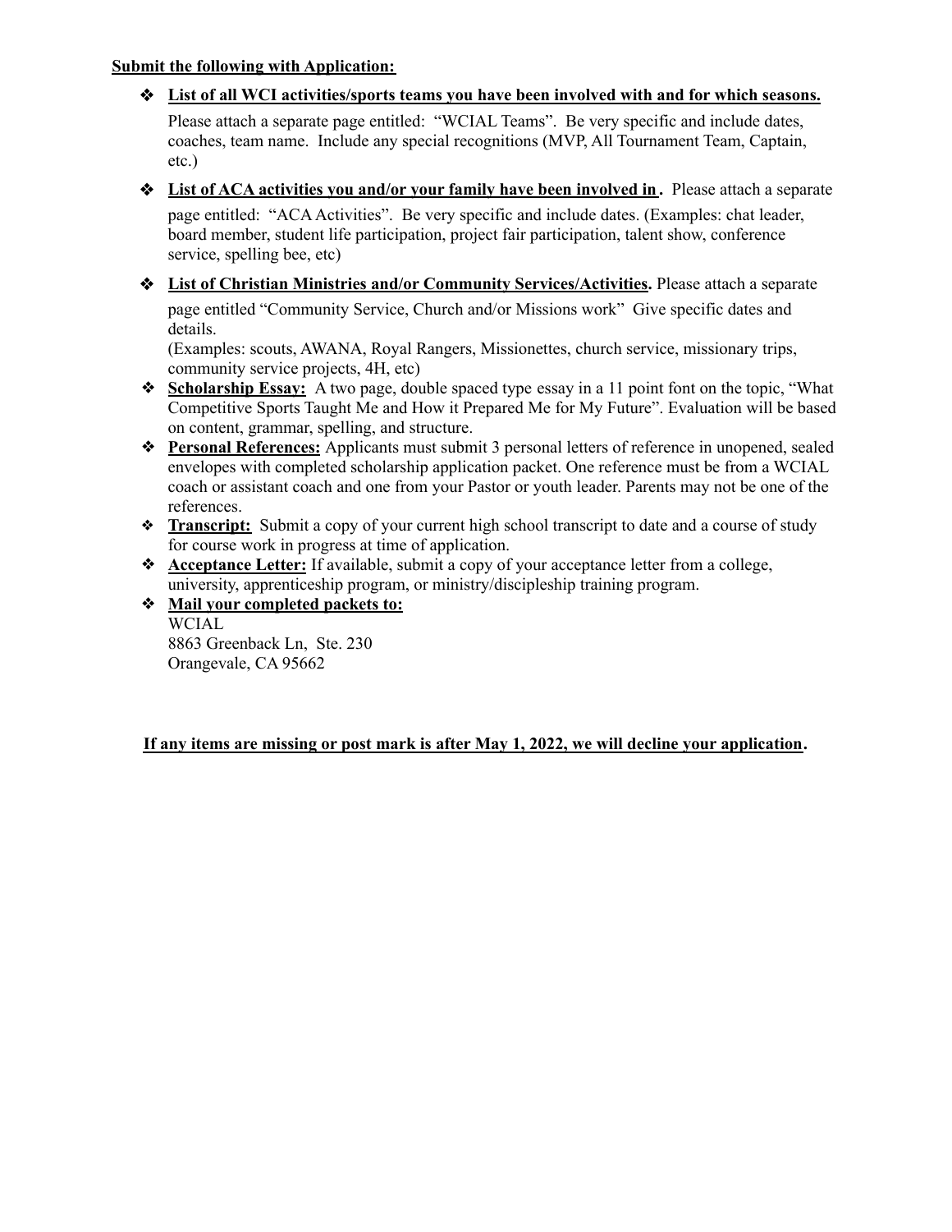**Submit the following with Application:**

- **List of all WCI activities/sports teams you have been involved with and for which seasons.** Please attach a separate page entitled: "WCIAL Teams". Be very specific and include dates, coaches, team name. Include any special recognitions (MVP, All Tournament Team, Captain, etc.)
- **List of ACA activities you and/or your family have been involved in.** Please attach a separate page entitled: "ACA Activities". Be very specific and include dates. (Examples: chat leader, board member, student life participation, project fair participation, talent show, conference service, spelling bee, etc)
- **List of Christian Ministries and/or Community Services/Activities.** Please attach a separate page entitled "Community Service, Church and/or Missions work" Give specific dates and details. (Examples: scouts, AWANA, Royal Rangers, Missionettes, church service, missionary trips, community service projects, 4H, etc)
- **Scholarship Essay:** A two page, double spaced type essay in a 11 point font on the topic, "What Competitive Sports Taught Me and How it Prepared Me for My Future". Evaluation will be based on content, grammar, spelling, and structure.
- **Personal References:** Applicants must submit 3 personal letters of reference in unopened, sealed envelopes with completed scholarship application packet. One reference must be from a WCIAL coach or assistant coach and one from your Pastor or youth leader. Parents may not be one of the references.
- **Transcript:** Submit a copy of your current high school transcript to date and a course of study for course work in progress at time of application.
- **Acceptance Letter:** If available, submit a copy of your acceptance letter from a college, university, apprenticeship program, or ministry/discipleship training program.
- **Mail your completed packets to:**
  WCIAL
  8863 Greenback Ln, Ste. 230
  Orangevale, CA 95662

**If any items are missing or post mark is after May 1, 2022, we will decline your application.**